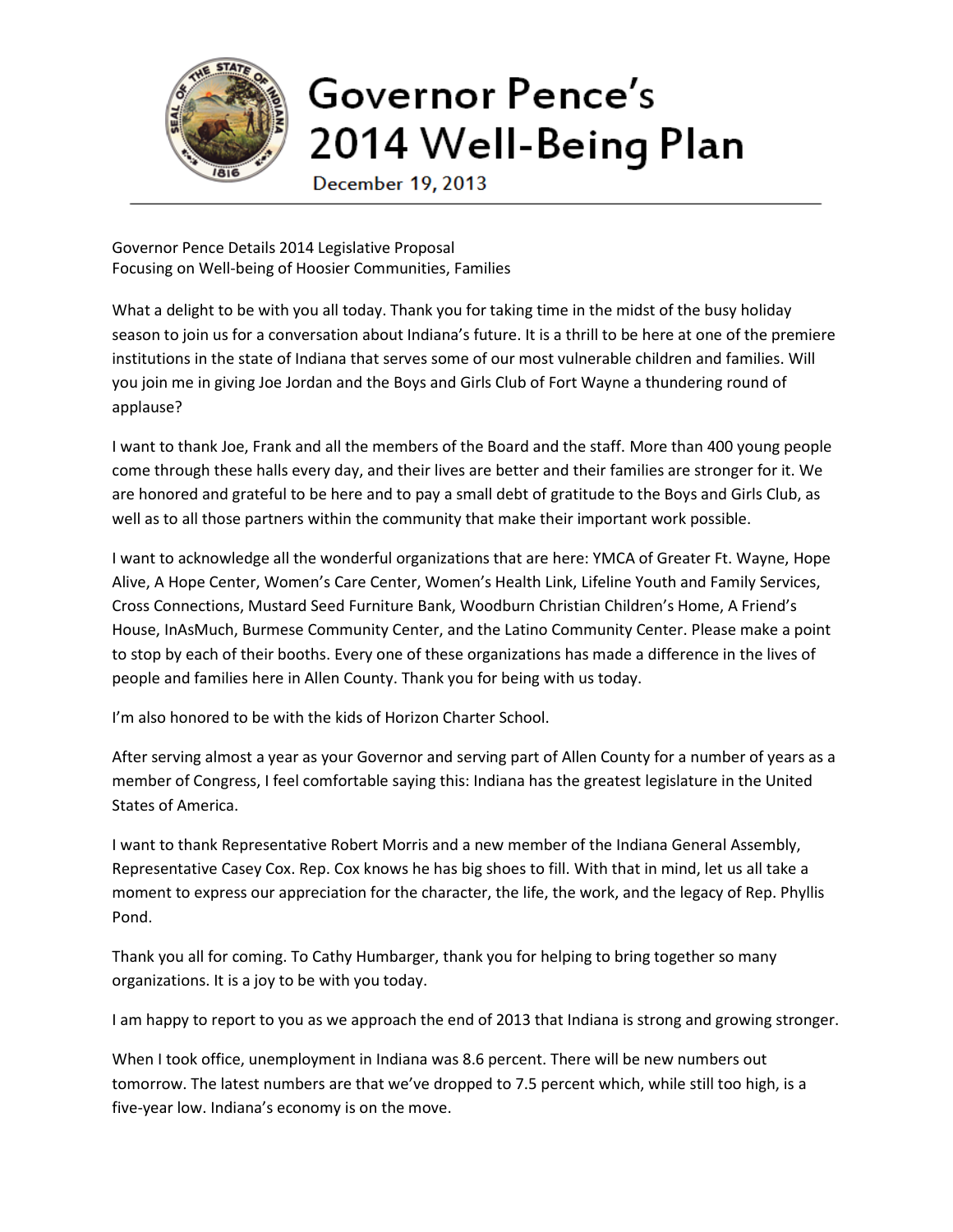# Governor Pence's 2014 Well-Being Plan

December 19, 2013

Governor Pence Details 2014 Legislative Proposal
Focusing on Well-being of Hoosier Communities, Families

What a delight to be with you all today. Thank you for taking time in the midst of the busy holiday season to join us for a conversation about Indiana's future. It is a thrill to be here at one of the premiere institutions in the state of Indiana that serves some of our most vulnerable children and families. Will you join me in giving Joe Jordan and the Boys and Girls Club of Fort Wayne a thundering round of applause?

I want to thank Joe, Frank and all the members of the Board and the staff. More than 400 young people come through these halls every day, and their lives are better and their families are stronger for it. We are honored and grateful to be here and to pay a small debt of gratitude to the Boys and Girls Club, as well as to all those partners within the community that make their important work possible.

I want to acknowledge all the wonderful organizations that are here: YMCA of Greater Ft. Wayne, Hope Alive, A Hope Center, Women's Care Center, Women's Health Link, Lifeline Youth and Family Services, Cross Connections, Mustard Seed Furniture Bank, Woodburn Christian Children's Home, A Friend's House, InAsMuch, Burmese Community Center, and the Latino Community Center. Please make a point to stop by each of their booths. Every one of these organizations has made a difference in the lives of people and families here in Allen County. Thank you for being with us today.

I'm also honored to be with the kids of Horizon Charter School.

After serving almost a year as your Governor and serving part of Allen County for a number of years as a member of Congress, I feel comfortable saying this: Indiana has the greatest legislature in the United States of America.

I want to thank Representative Robert Morris and a new member of the Indiana General Assembly, Representative Casey Cox. Rep. Cox knows he has big shoes to fill. With that in mind, let us all take a moment to express our appreciation for the character, the life, the work, and the legacy of Rep. Phyllis Pond.

Thank you all for coming. To Cathy Humbarger, thank you for helping to bring together so many organizations. It is a joy to be with you today.

I am happy to report to you as we approach the end of 2013 that Indiana is strong and growing stronger.

When I took office, unemployment in Indiana was 8.6 percent. There will be new numbers out tomorrow. The latest numbers are that we've dropped to 7.5 percent which, while still too high, is a five-year low. Indiana's economy is on the move.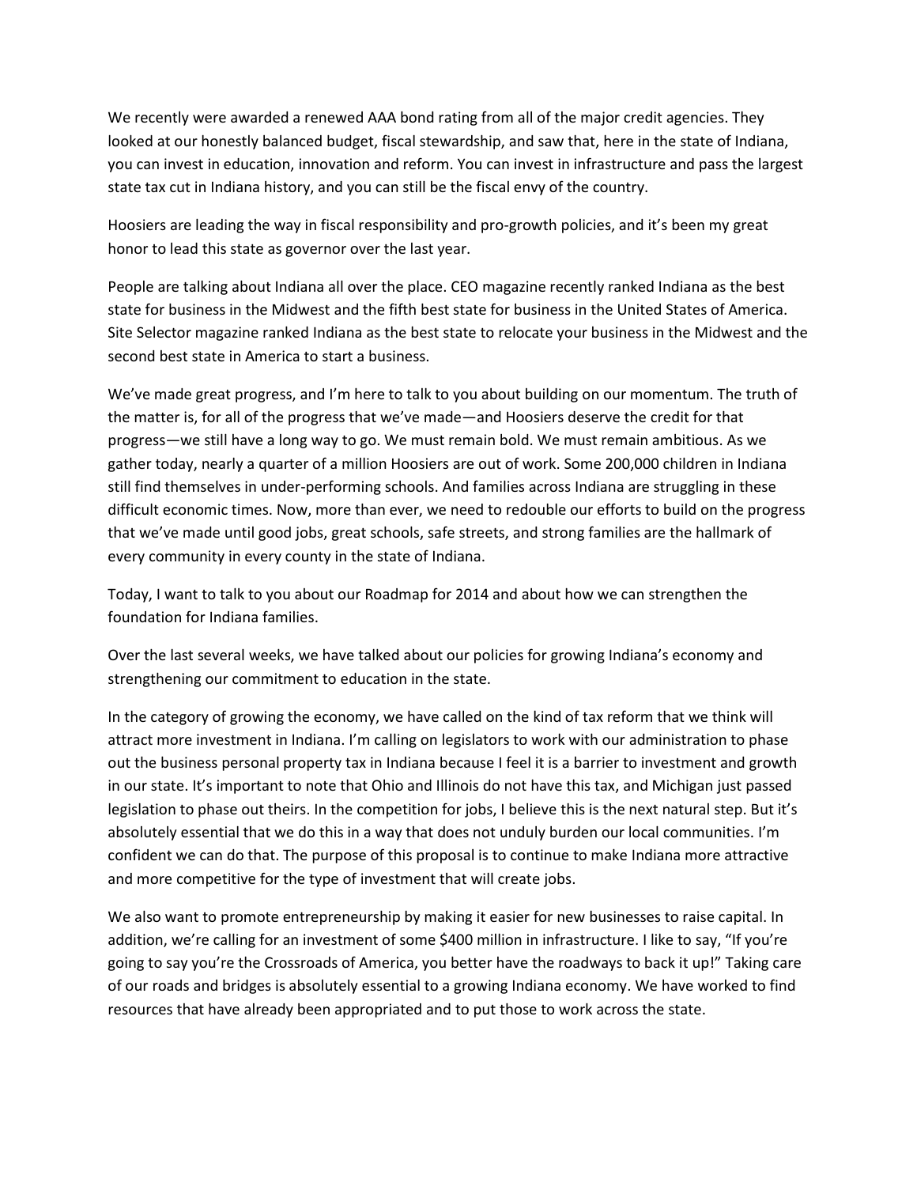We recently were awarded a renewed AAA bond rating from all of the major credit agencies. They looked at our honestly balanced budget, fiscal stewardship, and saw that, here in the state of Indiana, you can invest in education, innovation and reform. You can invest in infrastructure and pass the largest state tax cut in Indiana history, and you can still be the fiscal envy of the country.

Hoosiers are leading the way in fiscal responsibility and pro-growth policies, and it's been my great honor to lead this state as governor over the last year.

People are talking about Indiana all over the place. CEO magazine recently ranked Indiana as the best state for business in the Midwest and the fifth best state for business in the United States of America. Site Selector magazine ranked Indiana as the best state to relocate your business in the Midwest and the second best state in America to start a business.

We've made great progress, and I'm here to talk to you about building on our momentum. The truth of the matter is, for all of the progress that we've made—and Hoosiers deserve the credit for that progress—we still have a long way to go. We must remain bold. We must remain ambitious. As we gather today, nearly a quarter of a million Hoosiers are out of work. Some 200,000 children in Indiana still find themselves in under-performing schools. And families across Indiana are struggling in these difficult economic times. Now, more than ever, we need to redouble our efforts to build on the progress that we've made until good jobs, great schools, safe streets, and strong families are the hallmark of every community in every county in the state of Indiana.

Today, I want to talk to you about our Roadmap for 2014 and about how we can strengthen the foundation for Indiana families.

Over the last several weeks, we have talked about our policies for growing Indiana's economy and strengthening our commitment to education in the state.

In the category of growing the economy, we have called on the kind of tax reform that we think will attract more investment in Indiana. I'm calling on legislators to work with our administration to phase out the business personal property tax in Indiana because I feel it is a barrier to investment and growth in our state. It's important to note that Ohio and Illinois do not have this tax, and Michigan just passed legislation to phase out theirs. In the competition for jobs, I believe this is the next natural step. But it's absolutely essential that we do this in a way that does not unduly burden our local communities. I'm confident we can do that. The purpose of this proposal is to continue to make Indiana more attractive and more competitive for the type of investment that will create jobs.

We also want to promote entrepreneurship by making it easier for new businesses to raise capital. In addition, we're calling for an investment of some $400 million in infrastructure. I like to say, "If you're going to say you're the Crossroads of America, you better have the roadways to back it up!" Taking care of our roads and bridges is absolutely essential to a growing Indiana economy. We have worked to find resources that have already been appropriated and to put those to work across the state.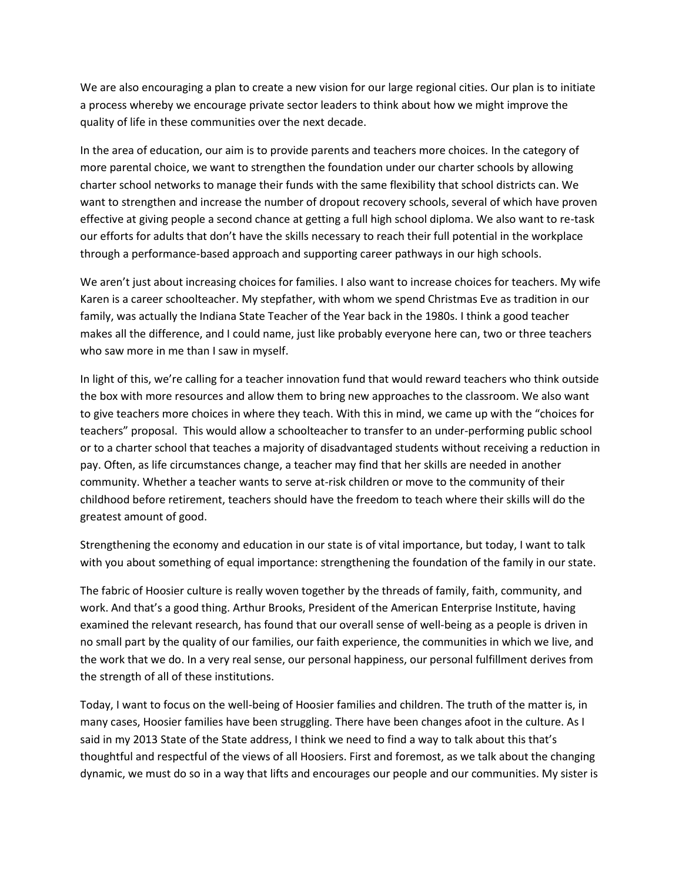We are also encouraging a plan to create a new vision for our large regional cities. Our plan is to initiate a process whereby we encourage private sector leaders to think about how we might improve the quality of life in these communities over the next decade.

In the area of education, our aim is to provide parents and teachers more choices. In the category of more parental choice, we want to strengthen the foundation under our charter schools by allowing charter school networks to manage their funds with the same flexibility that school districts can. We want to strengthen and increase the number of dropout recovery schools, several of which have proven effective at giving people a second chance at getting a full high school diploma. We also want to re-task our efforts for adults that don't have the skills necessary to reach their full potential in the workplace through a performance-based approach and supporting career pathways in our high schools.

We aren't just about increasing choices for families. I also want to increase choices for teachers. My wife Karen is a career schoolteacher. My stepfather, with whom we spend Christmas Eve as tradition in our family, was actually the Indiana State Teacher of the Year back in the 1980s. I think a good teacher makes all the difference, and I could name, just like probably everyone here can, two or three teachers who saw more in me than I saw in myself.

In light of this, we're calling for a teacher innovation fund that would reward teachers who think outside the box with more resources and allow them to bring new approaches to the classroom. We also want to give teachers more choices in where they teach. With this in mind, we came up with the "choices for teachers" proposal. This would allow a schoolteacher to transfer to an under-performing public school or to a charter school that teaches a majority of disadvantaged students without receiving a reduction in pay. Often, as life circumstances change, a teacher may find that her skills are needed in another community. Whether a teacher wants to serve at-risk children or move to the community of their childhood before retirement, teachers should have the freedom to teach where their skills will do the greatest amount of good.

Strengthening the economy and education in our state is of vital importance, but today, I want to talk with you about something of equal importance: strengthening the foundation of the family in our state.

The fabric of Hoosier culture is really woven together by the threads of family, faith, community, and work. And that's a good thing. Arthur Brooks, President of the American Enterprise Institute, having examined the relevant research, has found that our overall sense of well-being as a people is driven in no small part by the quality of our families, our faith experience, the communities in which we live, and the work that we do. In a very real sense, our personal happiness, our personal fulfillment derives from the strength of all of these institutions.

Today, I want to focus on the well-being of Hoosier families and children. The truth of the matter is, in many cases, Hoosier families have been struggling. There have been changes afoot in the culture. As I said in my 2013 State of the State address, I think we need to find a way to talk about this that's thoughtful and respectful of the views of all Hoosiers. First and foremost, as we talk about the changing dynamic, we must do so in a way that lifts and encourages our people and our communities. My sister is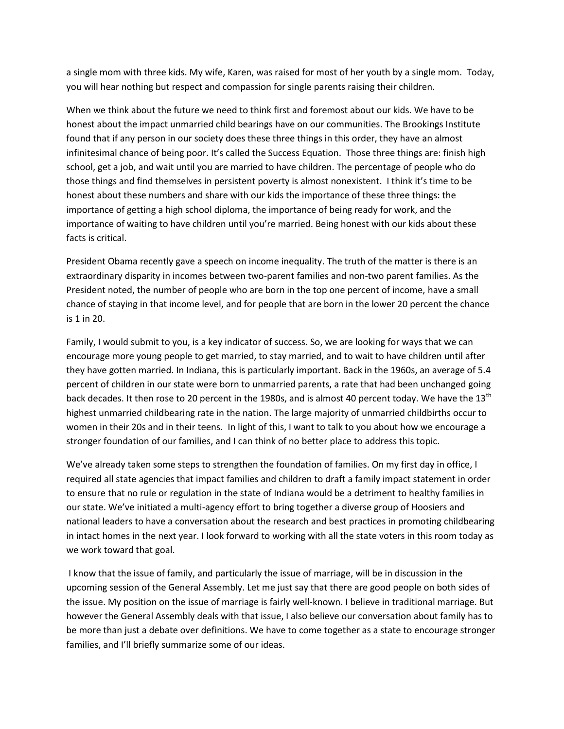a single mom with three kids. My wife, Karen, was raised for most of her youth by a single mom. Today, you will hear nothing but respect and compassion for single parents raising their children.

When we think about the future we need to think first and foremost about our kids. We have to be honest about the impact unmarried child bearings have on our communities. The Brookings Institute found that if any person in our society does these three things in this order, they have an almost infinitesimal chance of being poor. It's called the Success Equation. Those three things are: finish high school, get a job, and wait until you are married to have children. The percentage of people who do those things and find themselves in persistent poverty is almost nonexistent. I think it's time to be honest about these numbers and share with our kids the importance of these three things: the importance of getting a high school diploma, the importance of being ready for work, and the importance of waiting to have children until you're married. Being honest with our kids about these facts is critical.

President Obama recently gave a speech on income inequality. The truth of the matter is there is an extraordinary disparity in incomes between two-parent families and non-two parent families. As the President noted, the number of people who are born in the top one percent of income, have a small chance of staying in that income level, and for people that are born in the lower 20 percent the chance is 1 in 20.

Family, I would submit to you, is a key indicator of success. So, we are looking for ways that we can encourage more young people to get married, to stay married, and to wait to have children until after they have gotten married. In Indiana, this is particularly important. Back in the 1960s, an average of 5.4 percent of children in our state were born to unmarried parents, a rate that had been unchanged going back decades. It then rose to 20 percent in the 1980s, and is almost 40 percent today. We have the 13th highest unmarried childbearing rate in the nation. The large majority of unmarried childbirths occur to women in their 20s and in their teens. In light of this, I want to talk to you about how we encourage a stronger foundation of our families, and I can think of no better place to address this topic.

We've already taken some steps to strengthen the foundation of families. On my first day in office, I required all state agencies that impact families and children to draft a family impact statement in order to ensure that no rule or regulation in the state of Indiana would be a detriment to healthy families in our state. We've initiated a multi-agency effort to bring together a diverse group of Hoosiers and national leaders to have a conversation about the research and best practices in promoting childbearing in intact homes in the next year. I look forward to working with all the state voters in this room today as we work toward that goal.

I know that the issue of family, and particularly the issue of marriage, will be in discussion in the upcoming session of the General Assembly. Let me just say that there are good people on both sides of the issue. My position on the issue of marriage is fairly well-known. I believe in traditional marriage. But however the General Assembly deals with that issue, I also believe our conversation about family has to be more than just a debate over definitions. We have to come together as a state to encourage stronger families, and I'll briefly summarize some of our ideas.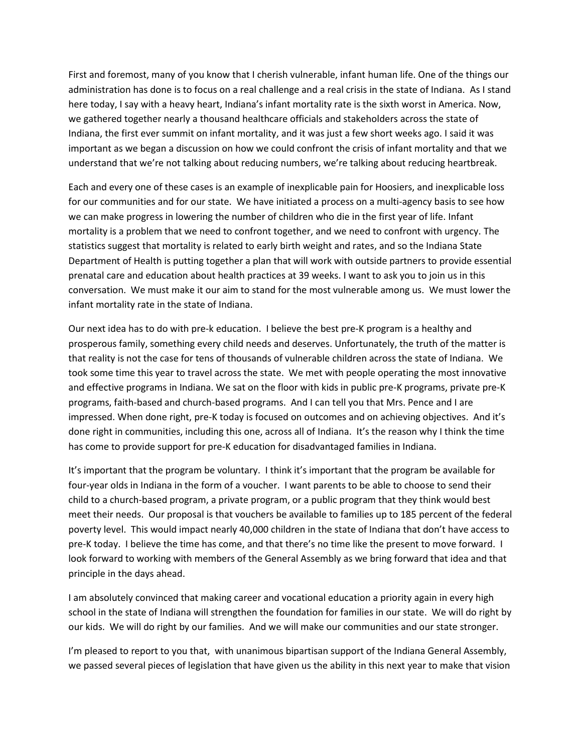First and foremost, many of you know that I cherish vulnerable, infant human life. One of the things our administration has done is to focus on a real challenge and a real crisis in the state of Indiana. As I stand here today, I say with a heavy heart, Indiana's infant mortality rate is the sixth worst in America. Now, we gathered together nearly a thousand healthcare officials and stakeholders across the state of Indiana, the first ever summit on infant mortality, and it was just a few short weeks ago. I said it was important as we began a discussion on how we could confront the crisis of infant mortality and that we understand that we're not talking about reducing numbers, we're talking about reducing heartbreak.

Each and every one of these cases is an example of inexplicable pain for Hoosiers, and inexplicable loss for our communities and for our state. We have initiated a process on a multi-agency basis to see how we can make progress in lowering the number of children who die in the first year of life. Infant mortality is a problem that we need to confront together, and we need to confront with urgency. The statistics suggest that mortality is related to early birth weight and rates, and so the Indiana State Department of Health is putting together a plan that will work with outside partners to provide essential prenatal care and education about health practices at 39 weeks. I want to ask you to join us in this conversation. We must make it our aim to stand for the most vulnerable among us. We must lower the infant mortality rate in the state of Indiana.

Our next idea has to do with pre-k education. I believe the best pre-K program is a healthy and prosperous family, something every child needs and deserves. Unfortunately, the truth of the matter is that reality is not the case for tens of thousands of vulnerable children across the state of Indiana. We took some time this year to travel across the state. We met with people operating the most innovative and effective programs in Indiana. We sat on the floor with kids in public pre-K programs, private pre-K programs, faith-based and church-based programs. And I can tell you that Mrs. Pence and I are impressed. When done right, pre-K today is focused on outcomes and on achieving objectives. And it's done right in communities, including this one, across all of Indiana. It's the reason why I think the time has come to provide support for pre-K education for disadvantaged families in Indiana.

It's important that the program be voluntary. I think it's important that the program be available for four-year olds in Indiana in the form of a voucher. I want parents to be able to choose to send their child to a church-based program, a private program, or a public program that they think would best meet their needs. Our proposal is that vouchers be available to families up to 185 percent of the federal poverty level. This would impact nearly 40,000 children in the state of Indiana that don't have access to pre-K today. I believe the time has come, and that there's no time like the present to move forward. I look forward to working with members of the General Assembly as we bring forward that idea and that principle in the days ahead.

I am absolutely convinced that making career and vocational education a priority again in every high school in the state of Indiana will strengthen the foundation for families in our state. We will do right by our kids. We will do right by our families. And we will make our communities and our state stronger.

I'm pleased to report to you that, with unanimous bipartisan support of the Indiana General Assembly, we passed several pieces of legislation that have given us the ability in this next year to make that vision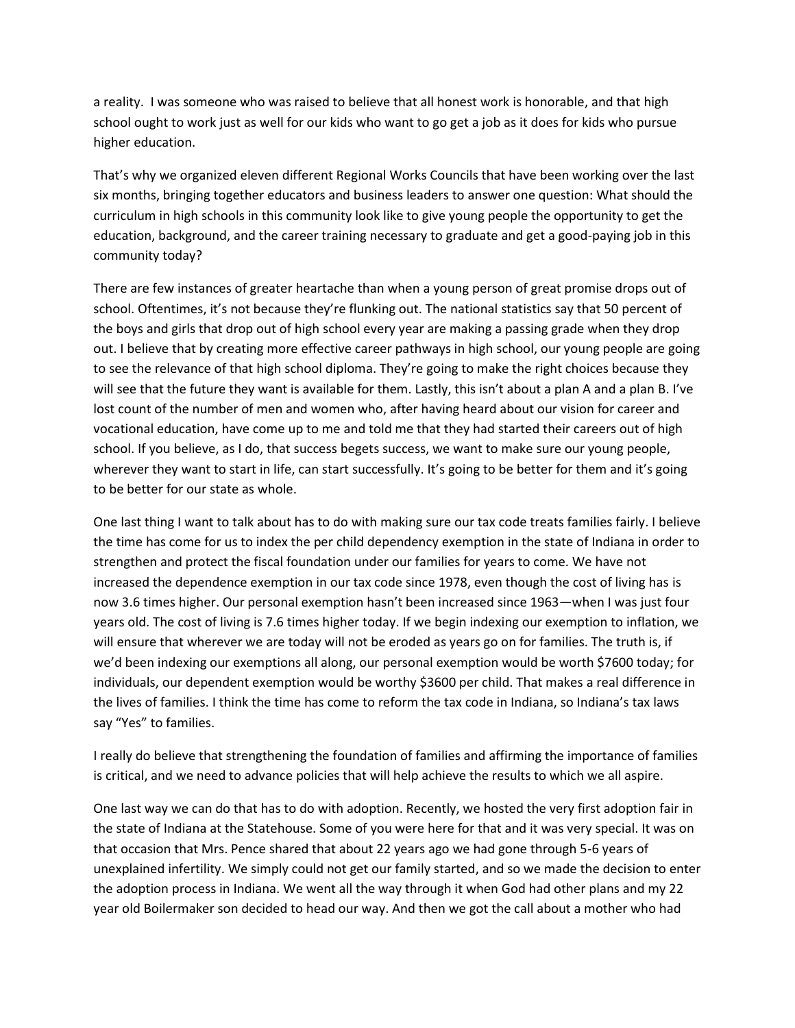a reality. I was someone who was raised to believe that all honest work is honorable, and that high school ought to work just as well for our kids who want to go get a job as it does for kids who pursue higher education.

That's why we organized eleven different Regional Works Councils that have been working over the last six months, bringing together educators and business leaders to answer one question: What should the curriculum in high schools in this community look like to give young people the opportunity to get the education, background, and the career training necessary to graduate and get a good-paying job in this community today?

There are few instances of greater heartache than when a young person of great promise drops out of school. Oftentimes, it's not because they're flunking out. The national statistics say that 50 percent of the boys and girls that drop out of high school every year are making a passing grade when they drop out. I believe that by creating more effective career pathways in high school, our young people are going to see the relevance of that high school diploma. They're going to make the right choices because they will see that the future they want is available for them. Lastly, this isn't about a plan A and a plan B. I've lost count of the number of men and women who, after having heard about our vision for career and vocational education, have come up to me and told me that they had started their careers out of high school. If you believe, as I do, that success begets success, we want to make sure our young people, wherever they want to start in life, can start successfully. It's going to be better for them and it's going to be better for our state as whole.

One last thing I want to talk about has to do with making sure our tax code treats families fairly. I believe the time has come for us to index the per child dependency exemption in the state of Indiana in order to strengthen and protect the fiscal foundation under our families for years to come. We have not increased the dependence exemption in our tax code since 1978, even though the cost of living has is now 3.6 times higher. Our personal exemption hasn't been increased since 1963—when I was just four years old. The cost of living is 7.6 times higher today. If we begin indexing our exemption to inflation, we will ensure that wherever we are today will not be eroded as years go on for families. The truth is, if we'd been indexing our exemptions all along, our personal exemption would be worth $7600 today; for individuals, our dependent exemption would be worthy $3600 per child. That makes a real difference in the lives of families. I think the time has come to reform the tax code in Indiana, so Indiana's tax laws say "Yes" to families.

I really do believe that strengthening the foundation of families and affirming the importance of families is critical, and we need to advance policies that will help achieve the results to which we all aspire.

One last way we can do that has to do with adoption. Recently, we hosted the very first adoption fair in the state of Indiana at the Statehouse. Some of you were here for that and it was very special. It was on that occasion that Mrs. Pence shared that about 22 years ago we had gone through 5-6 years of unexplained infertility. We simply could not get our family started, and so we made the decision to enter the adoption process in Indiana. We went all the way through it when God had other plans and my 22 year old Boilermaker son decided to head our way. And then we got the call about a mother who had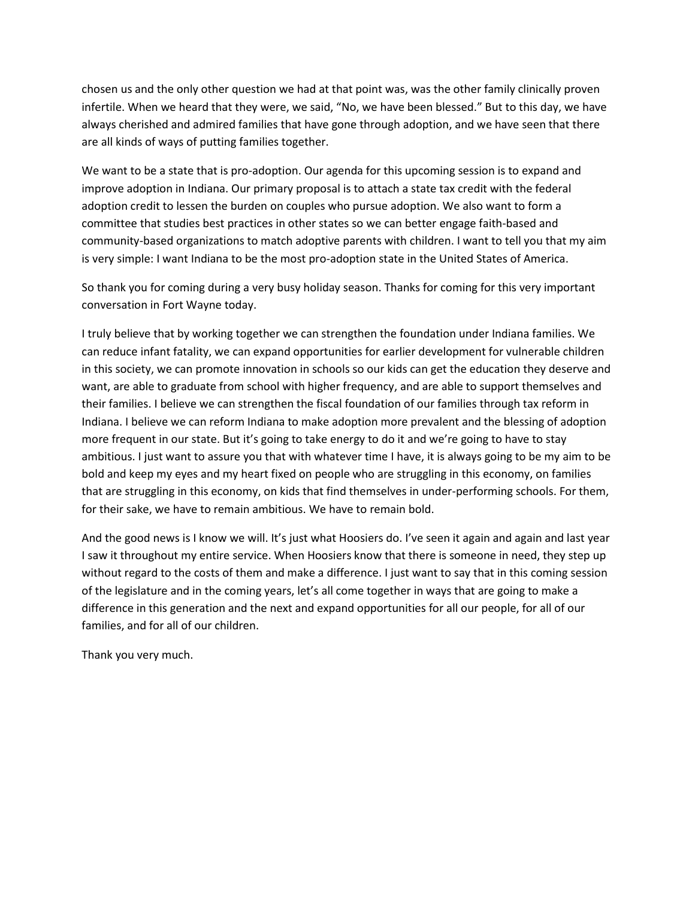chosen us and the only other question we had at that point was, was the other family clinically proven infertile. When we heard that they were, we said, "No, we have been blessed." But to this day, we have always cherished and admired families that have gone through adoption, and we have seen that there are all kinds of ways of putting families together.

We want to be a state that is pro-adoption. Our agenda for this upcoming session is to expand and improve adoption in Indiana. Our primary proposal is to attach a state tax credit with the federal adoption credit to lessen the burden on couples who pursue adoption. We also want to form a committee that studies best practices in other states so we can better engage faith-based and community-based organizations to match adoptive parents with children. I want to tell you that my aim is very simple: I want Indiana to be the most pro-adoption state in the United States of America.

So thank you for coming during a very busy holiday season. Thanks for coming for this very important conversation in Fort Wayne today.

I truly believe that by working together we can strengthen the foundation under Indiana families. We can reduce infant fatality, we can expand opportunities for earlier development for vulnerable children in this society, we can promote innovation in schools so our kids can get the education they deserve and want, are able to graduate from school with higher frequency, and are able to support themselves and their families. I believe we can strengthen the fiscal foundation of our families through tax reform in Indiana. I believe we can reform Indiana to make adoption more prevalent and the blessing of adoption more frequent in our state. But it's going to take energy to do it and we're going to have to stay ambitious. I just want to assure you that with whatever time I have, it is always going to be my aim to be bold and keep my eyes and my heart fixed on people who are struggling in this economy, on families that are struggling in this economy, on kids that find themselves in under-performing schools. For them, for their sake, we have to remain ambitious. We have to remain bold.

And the good news is I know we will. It's just what Hoosiers do. I've seen it again and again and last year I saw it throughout my entire service. When Hoosiers know that there is someone in need, they step up without regard to the costs of them and make a difference. I just want to say that in this coming session of the legislature and in the coming years, let's all come together in ways that are going to make a difference in this generation and the next and expand opportunities for all our people, for all of our families, and for all of our children.

Thank you very much.